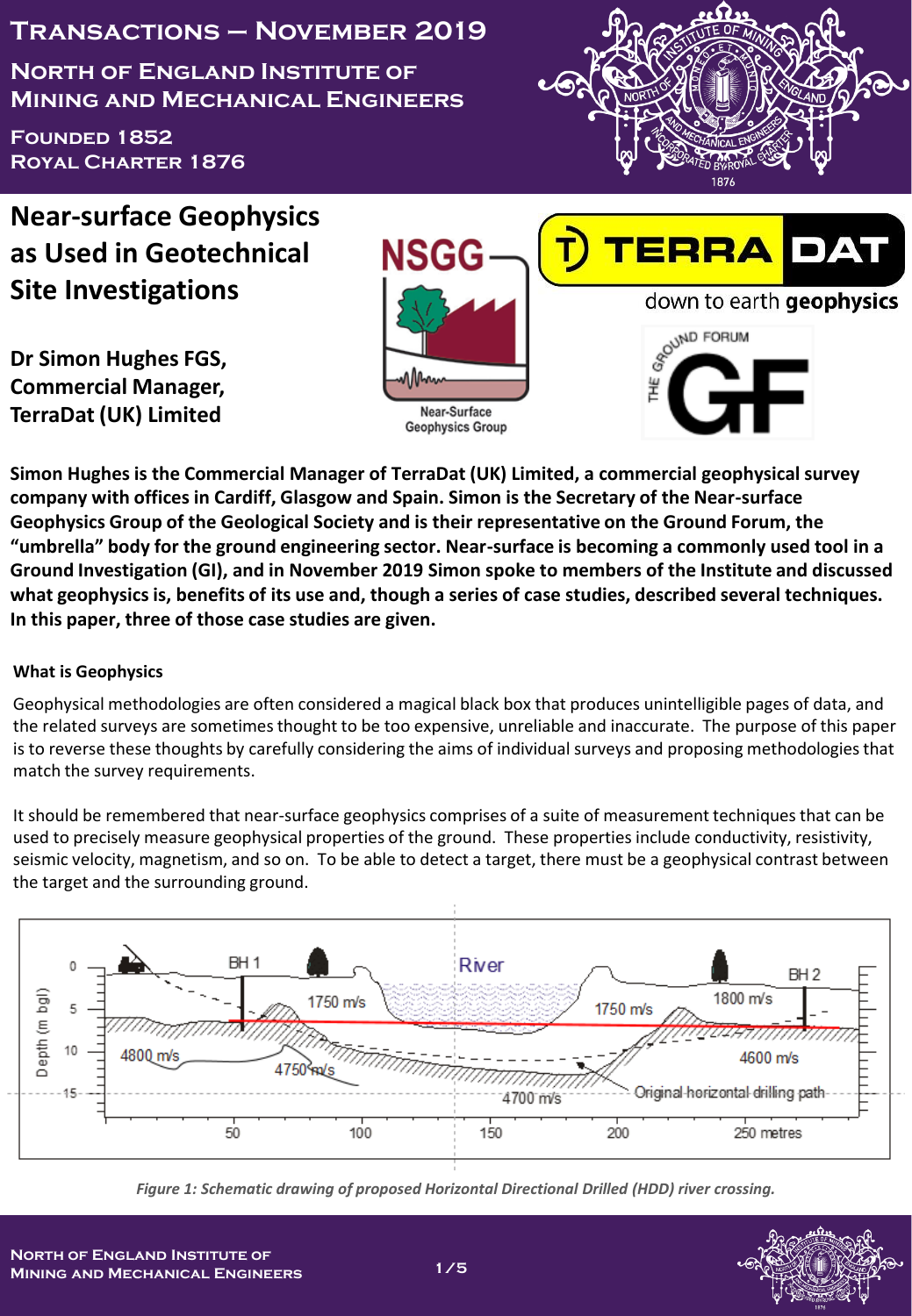# Transactions – November 2019

## North of England Institute of Mining and Mechanical Engineers

Founded 1852
Royal Charter 1876

# Near-surface Geophysics as Used in Geotechnical Site Investigations

**Dr Simon Hughes FGS, Commercial Manager, TerraDat (UK) Limited**

**Simon Hughes is the Commercial Manager of TerraDat (UK) Limited, a commercial geophysical survey company with offices in Cardiff, Glasgow and Spain. Simon is the Secretary of the Near-surface Geophysics Group of the Geological Society and is their representative on the Ground Forum, the "umbrella" body for the ground engineering sector. Near-surface is becoming a commonly used tool in a Ground Investigation (GI), and in November 2019 Simon spoke to members of the Institute and discussed what geophysics is, benefits of its use and, though a series of case studies, described several techniques. In this paper, three of those case studies are given.**

### What is Geophysics

Geophysical methodologies are often considered a magical black box that produces unintelligible pages of data, and the related surveys are sometimes thought to be too expensive, unreliable and inaccurate. The purpose of this paper is to reverse these thoughts by carefully considering the aims of individual surveys and proposing methodologies that match the survey requirements.

It should be remembered that near-surface geophysics comprises of a suite of measurement techniques that can be used to precisely measure geophysical properties of the ground. These properties include conductivity, resistivity, seismic velocity, magnetism, and so on. To be able to detect a target, there must be a geophysical contrast between the target and the surrounding ground.

*Figure 1: Schematic drawing of proposed Horizontal Directional Drilled (HDD) river crossing.*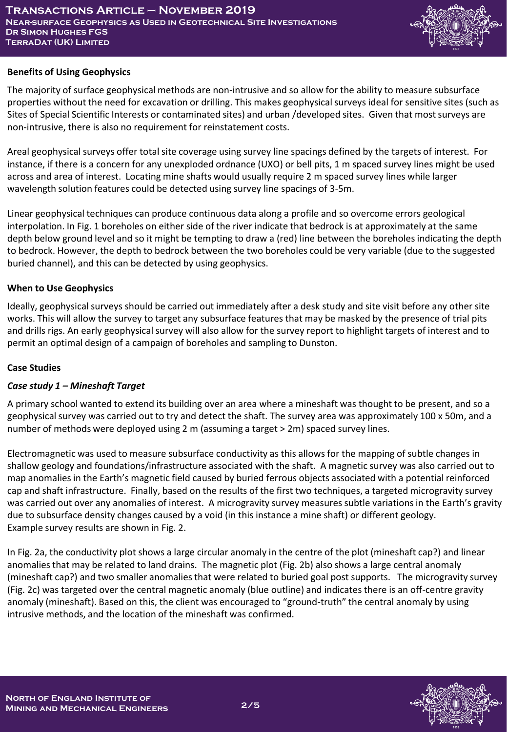### Benefits of Using Geophysics

The majority of surface geophysical methods are non-intrusive and so allow for the ability to measure subsurface properties without the need for excavation or drilling. This makes geophysical surveys ideal for sensitive sites (such as Sites of Special Scientific Interests or contaminated sites) and urban /developed sites. Given that most surveys are non-intrusive, there is also no requirement for reinstatement costs.

Areal geophysical surveys offer total site coverage using survey line spacings defined by the targets of interest. For instance, if there is a concern for any unexploded ordnance (UXO) or bell pits, 1 m spaced survey lines might be used across and area of interest. Locating mine shafts would usually require 2 m spaced survey lines while larger wavelength solution features could be detected using survey line spacings of 3-5m.

Linear geophysical techniques can produce continuous data along a profile and so overcome errors geological interpolation. In Fig. 1 boreholes on either side of the river indicate that bedrock is at approximately at the same depth below ground level and so it might be tempting to draw a (red) line between the boreholes indicating the depth to bedrock. However, the depth to bedrock between the two boreholes could be very variable (due to the suggested buried channel), and this can be detected by using geophysics.

### When to Use Geophysics

Ideally, geophysical surveys should be carried out immediately after a desk study and site visit before any other site works. This will allow the survey to target any subsurface features that may be masked by the presence of trial pits and drills rigs. An early geophysical survey will also allow for the survey report to highlight targets of interest and to permit an optimal design of a campaign of boreholes and sampling to Dunston.

### Case Studies

#### *Case study 1 – Mineshaft Target*

A primary school wanted to extend its building over an area where a mineshaft was thought to be present, and so a geophysical survey was carried out to try and detect the shaft. The survey area was approximately 100 x 50m, and a number of methods were deployed using 2 m (assuming a target > 2m) spaced survey lines.

Electromagnetic was used to measure subsurface conductivity as this allows for the mapping of subtle changes in shallow geology and foundations/infrastructure associated with the shaft. A magnetic survey was also carried out to map anomalies in the Earth's magnetic field caused by buried ferrous objects associated with a potential reinforced cap and shaft infrastructure. Finally, based on the results of the first two techniques, a targeted microgravity survey was carried out over any anomalies of interest. A microgravity survey measures subtle variations in the Earth's gravity due to subsurface density changes caused by a void (in this instance a mine shaft) or different geology. Example survey results are shown in Fig. 2.

In Fig. 2a, the conductivity plot shows a large circular anomaly in the centre of the plot (mineshaft cap?) and linear anomalies that may be related to land drains. The magnetic plot (Fig. 2b) also shows a large central anomaly (mineshaft cap?) and two smaller anomalies that were related to buried goal post supports. The microgravity survey (Fig. 2c) was targeted over the central magnetic anomaly (blue outline) and indicates there is an off-centre gravity anomaly (mineshaft). Based on this, the client was encouraged to "ground-truth" the central anomaly by using intrusive methods, and the location of the mineshaft was confirmed.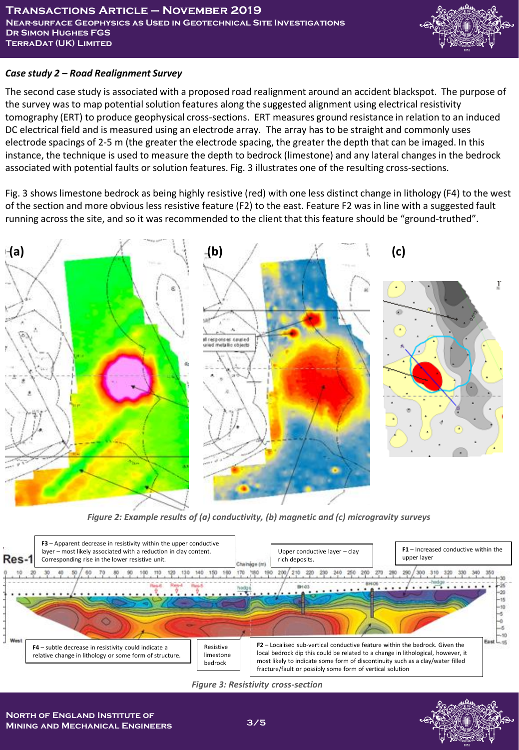### *Case study 2 – Road Realignment Survey*

The second case study is associated with a proposed road realignment around an accident blackspot. The purpose of the survey was to map potential solution features along the suggested alignment using electrical resistivity tomography (ERT) to produce geophysical cross-sections. ERT measures ground resistance in relation to an induced DC electrical field and is measured using an electrode array. The array has to be straight and commonly uses electrode spacings of 2-5 m (the greater the electrode spacing, the greater the depth that can be imaged. In this instance, the technique is used to measure the depth to bedrock (limestone) and any lateral changes in the bedrock associated with potential faults or solution features. Fig. 3 illustrates one of the resulting cross-sections.

Fig. 3 shows limestone bedrock as being highly resistive (red) with one less distinct change in lithology (F4) to the west of the section and more obvious less resistive feature (F2) to the east. Feature F2 was in line with a suggested fault running across the site, and so it was recommended to the client that this feature should be "ground-truthed".

*Figure 2: Example results of (a) conductivity, (b) magnetic and (c) microgravity surveys*

*Figure 3: Resistivity cross-section*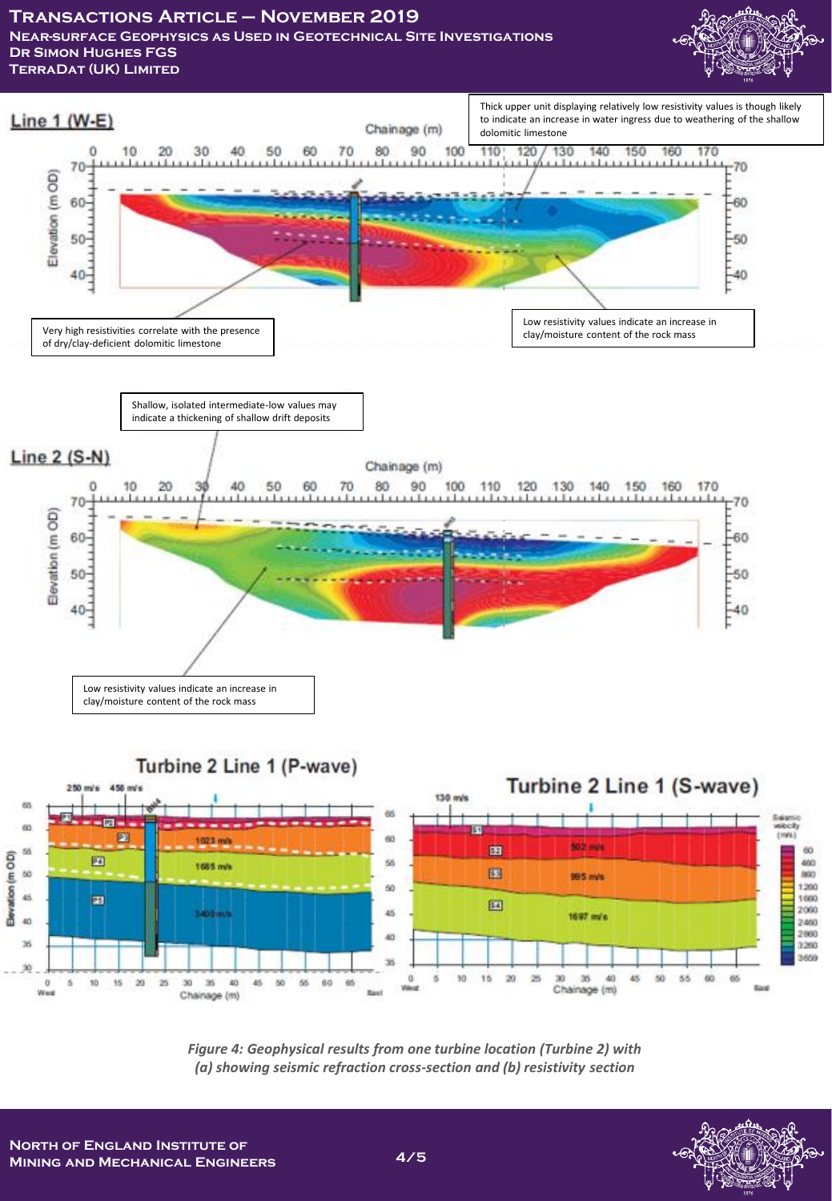**Line 1 (W-E)**

Thick upper unit displaying relatively low resistivity values is though likely to indicate an increase in water ingress due to weathering of the shallow dolomitic limestone

Very high resistivities correlate with the presence of dry/clay-deficient dolomitic limestone

Low resistivity values indicate an increase in clay/moisture content of the rock mass

Shallow, isolated intermediate-low values may indicate a thickening of shallow drift deposits

**Line 2 (S-N)**

Low resistivity values indicate an increase in clay/moisture content of the rock mass

**Turbine 2 Line 1 (P-wave)**

**Turbine 2 Line 1 (S-wave)**

*Figure 4: Geophysical results from one turbine location (Turbine 2) with (a) showing seismic refraction cross-section and (b) resistivity section*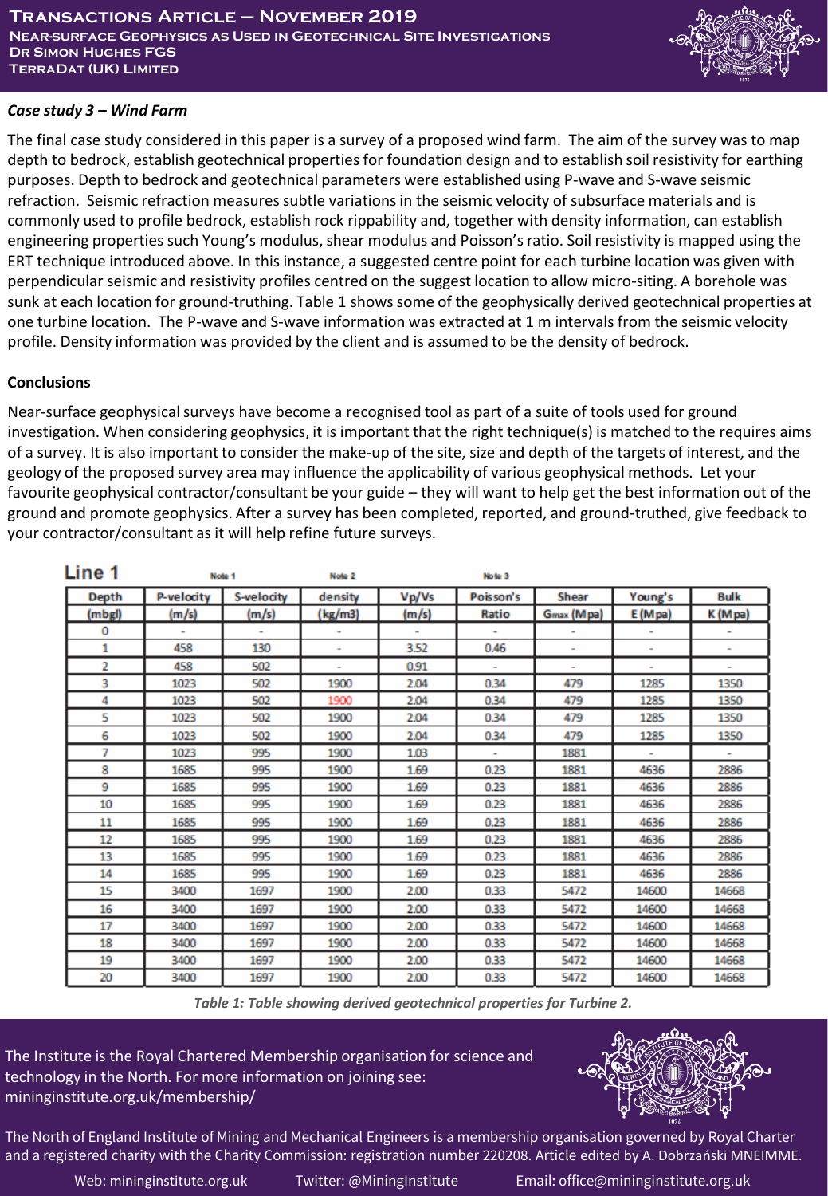### *Case study 3 – Wind Farm*

The final case study considered in this paper is a survey of a proposed wind farm. The aim of the survey was to map depth to bedrock, establish geotechnical properties for foundation design and to establish soil resistivity for earthing purposes. Depth to bedrock and geotechnical parameters were established using P-wave and S-wave seismic refraction. Seismic refraction measures subtle variations in the seismic velocity of subsurface materials and is commonly used to profile bedrock, establish rock rippability and, together with density information, can establish engineering properties such Young's modulus, shear modulus and Poisson's ratio. Soil resistivity is mapped using the ERT technique introduced above. In this instance, a suggested centre point for each turbine location was given with perpendicular seismic and resistivity profiles centred on the suggest location to allow micro-siting. A borehole was sunk at each location for ground-truthing. Table 1 shows some of the geophysically derived geotechnical properties at one turbine location. The P-wave and S-wave information was extracted at 1 m intervals from the seismic velocity profile. Density information was provided by the client and is assumed to be the density of bedrock.

### Conclusions

Near-surface geophysical surveys have become a recognised tool as part of a suite of tools used for ground investigation. When considering geophysics, it is important that the right technique(s) is matched to the requires aims of a survey. It is also important to consider the make-up of the site, size and depth of the targets of interest, and the geology of the proposed survey area may influence the applicability of various geophysical methods. Let your favourite geophysical contractor/consultant be your guide – they will want to help get the best information out of the ground and promote geophysics. After a survey has been completed, reported, and ground-truthed, give feedback to your contractor/consultant as it will help refine future surveys.

**Line 1**

| | Note 1 | | Note 2 | | Note 3 | | | |
|---|---|---|---|---|---|---|---|---|
| Depth (mbgl) | P-velocity (m/s) | S-velocity (m/s) | density (kg/m3) | Vp/Vs (m/s) | Poisson's Ratio | Shear $G_{max}$ (Mpa) | Young's E (Mpa) | Bulk K (Mpa) |
| 0 | - | - | - | - | - | - | - | - |
| 1 | 458 | 130 | - | 3.52 | 0.46 | - | - | - |
| 2 | 458 | 502 | - | 0.91 | - | - | - | - |
| 3 | 1023 | 502 | 1900 | 2.04 | 0.34 | 479 | 1285 | 1350 |
| 4 | 1023 | 502 | 1900 | 2.04 | 0.34 | 479 | 1285 | 1350 |
| 5 | 1023 | 502 | 1900 | 2.04 | 0.34 | 479 | 1285 | 1350 |
| 6 | 1023 | 502 | 1900 | 2.04 | 0.34 | 479 | 1285 | 1350 |
| 7 | 1023 | 995 | 1900 | 1.03 | - | 1881 | - | - |
| 8 | 1685 | 995 | 1900 | 1.69 | 0.23 | 1881 | 4636 | 2886 |
| 9 | 1685 | 995 | 1900 | 1.69 | 0.23 | 1881 | 4636 | 2886 |
| 10 | 1685 | 995 | 1900 | 1.69 | 0.23 | 1881 | 4636 | 2886 |
| 11 | 1685 | 995 | 1900 | 1.69 | 0.23 | 1881 | 4636 | 2886 |
| 12 | 1685 | 995 | 1900 | 1.69 | 0.23 | 1881 | 4636 | 2886 |
| 13 | 1685 | 995 | 1900 | 1.69 | 0.23 | 1881 | 4636 | 2886 |
| 14 | 1685 | 995 | 1900 | 1.69 | 0.23 | 1881 | 4636 | 2886 |
| 15 | 3400 | 1697 | 1900 | 2.00 | 0.33 | 5472 | 14600 | 14668 |
| 16 | 3400 | 1697 | 1900 | 2.00 | 0.33 | 5472 | 14600 | 14668 |
| 17 | 3400 | 1697 | 1900 | 2.00 | 0.33 | 5472 | 14600 | 14668 |
| 18 | 3400 | 1697 | 1900 | 2.00 | 0.33 | 5472 | 14600 | 14668 |
| 19 | 3400 | 1697 | 1900 | 2.00 | 0.33 | 5472 | 14600 | 14668 |
| 20 | 3400 | 1697 | 1900 | 2.00 | 0.33 | 5472 | 14600 | 14668 |

*Table 1: Table showing derived geotechnical properties for Turbine 2.*

The Institute is the Royal Chartered Membership organisation for science and technology in the North. For more information on joining see: mininginstitute.org.uk/membership/

The North of England Institute of Mining and Mechanical Engineers is a membership organisation governed by Royal Charter and a registered charity with the Charity Commission: registration number 220208. Article edited by A. Dobrzański MNEIMME.

Web: mininginstitute.org.uk Twitter: @MiningInstitute Email: office@mininginstitute.org.uk